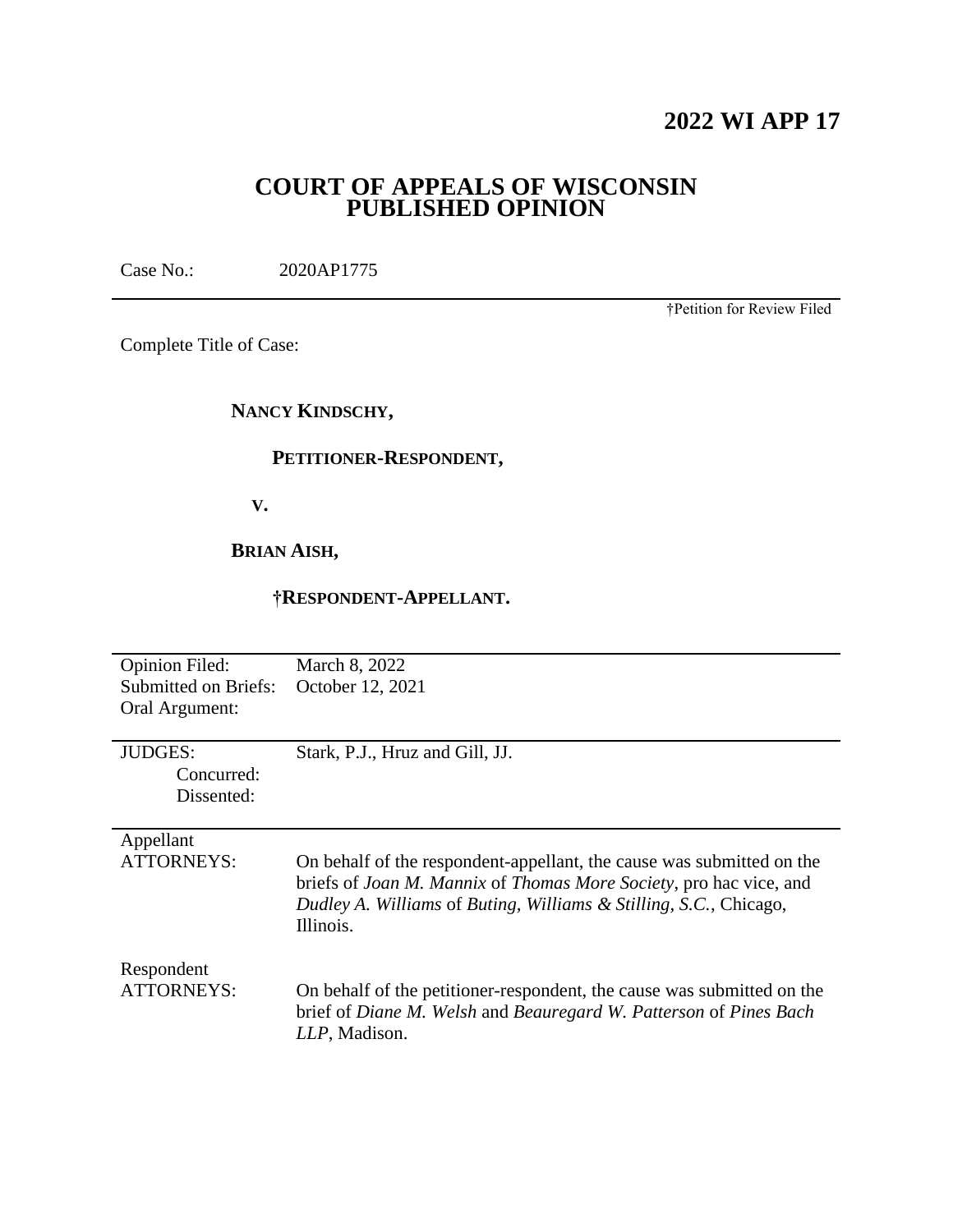# 2022 WI APP 17

## COURT OF APPEALS OF WISCONSIN PUBLISHED OPINION

Case No.: 2020AP1775

†Petition for Review Filed

Complete Title of Case:

**NANCY KINDSCHY,**

**PETITIONER-RESPONDENT,**

**V.**

**BRIAN AISH,**

**†RESPONDENT-APPELLANT.**

| | |
|---|---|
| Opinion Filed: | March 8, 2022 |
| Submitted on Briefs: | October 12, 2021 |
| Oral Argument: | |
| JUDGES: | Stark, P.J., Hruz and Gill, JJ. |
| Concurred: | |
| Dissented: | |
| Appellant ATTORNEYS: | On behalf of the respondent-appellant, the cause was submitted on the briefs of *Joan M. Mannix* of *Thomas More Society*, pro hac vice, and *Dudley A. Williams* of *Buting, Williams & Stilling, S.C.*, Chicago, Illinois. |
| Respondent ATTORNEYS: | On behalf of the petitioner-respondent, the cause was submitted on the brief of *Diane M. Welsh* and *Beauregard W. Patterson* of *Pines Bach LLP*, Madison. |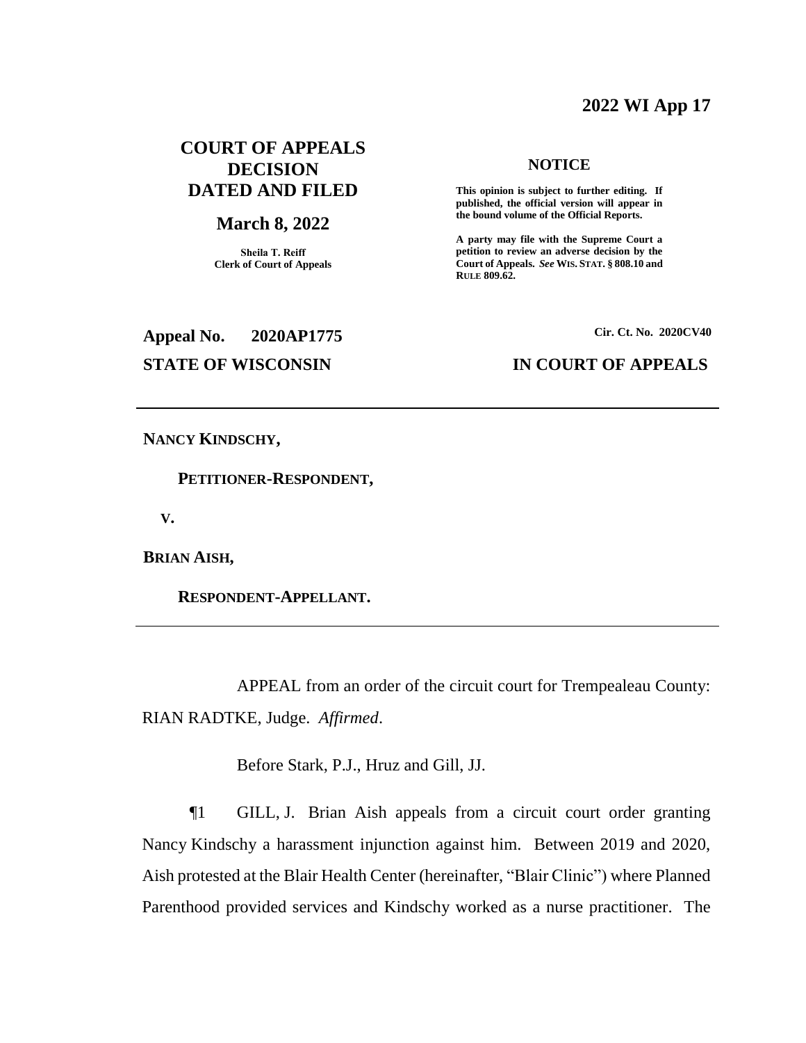**2022 WI App 17**

# COURT OF APPEALS DECISION DATED AND FILED

## March 8, 2022

**Sheila T. Reiff**
**Clerk of Court of Appeals**

**NOTICE**

**This opinion is subject to further editing. If published, the official version will appear in the bound volume of the Official Reports.**

**A party may file with the Supreme Court a petition to review an adverse decision by the Court of Appeals.** ***See*** **WIS. STAT. § 808.10 and RULE 809.62.**

**Appeal No. 2020AP1775**

**Cir. Ct. No. 2020CV40**

**STATE OF WISCONSIN**

**IN COURT OF APPEALS**

---

**NANCY KINDSCHY,**

**PETITIONER-RESPONDENT,**

**V.**

**BRIAN AISH,**

**RESPONDENT-APPELLANT.**

---

APPEAL from an order of the circuit court for Trempealeau County: RIAN RADTKE, Judge. *Affirmed*.

Before Stark, P.J., Hruz and Gill, JJ.

¶1 GILL, J. Brian Aish appeals from a circuit court order granting Nancy Kindschy a harassment injunction against him. Between 2019 and 2020, Aish protested at the Blair Health Center (hereinafter, "Blair Clinic") where Planned Parenthood provided services and Kindschy worked as a nurse practitioner. The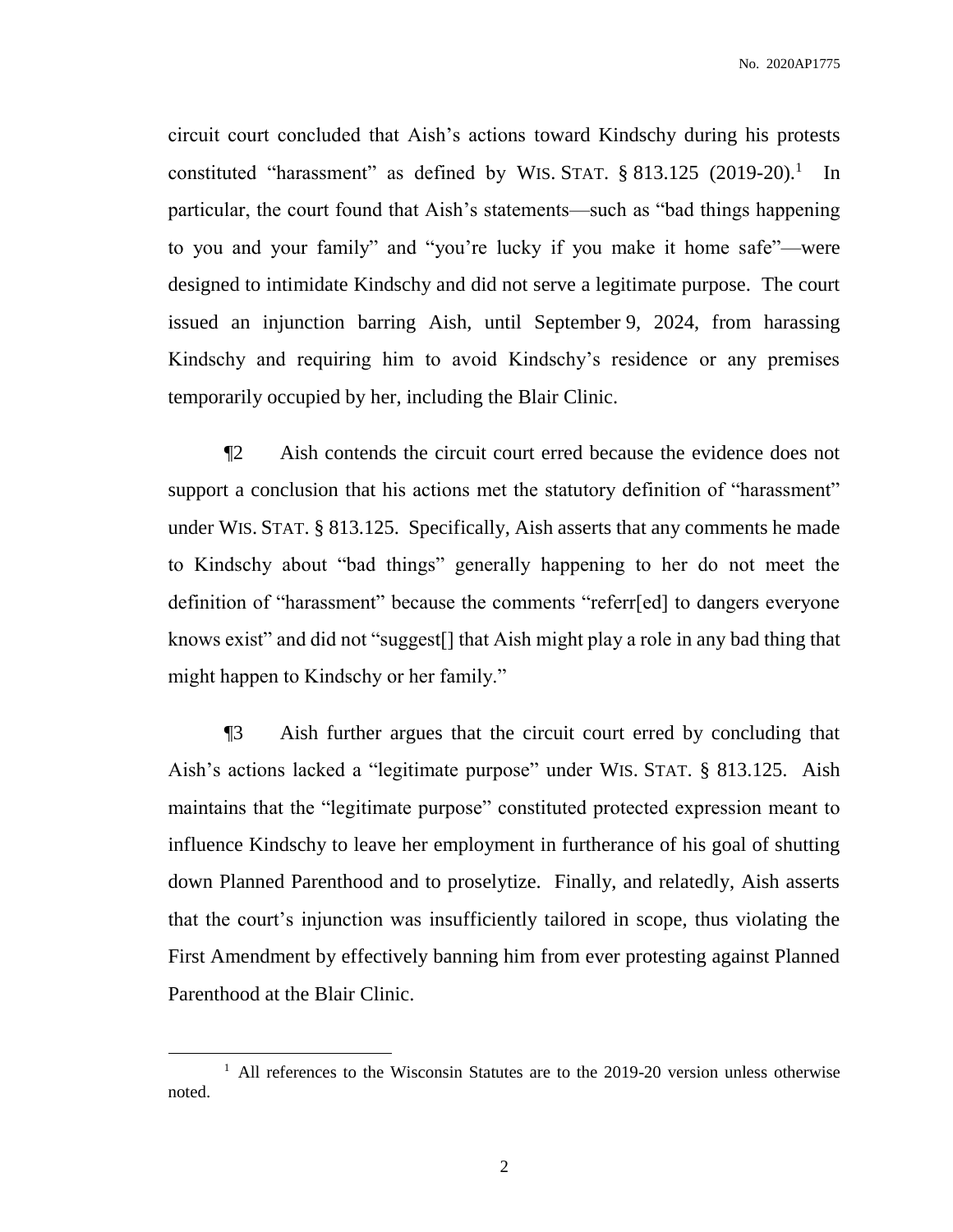circuit court concluded that Aish's actions toward Kindschy during his protests constituted "harassment" as defined by WIS. STAT. § 813.125 (2019-20).[1] In particular, the court found that Aish's statements—such as "bad things happening to you and your family" and "you're lucky if you make it home safe"—were designed to intimidate Kindschy and did not serve a legitimate purpose. The court issued an injunction barring Aish, until September 9, 2024, from harassing Kindschy and requiring him to avoid Kindschy's residence or any premises temporarily occupied by her, including the Blair Clinic.

¶2 Aish contends the circuit court erred because the evidence does not support a conclusion that his actions met the statutory definition of "harassment" under WIS. STAT. § 813.125. Specifically, Aish asserts that any comments he made to Kindschy about "bad things" generally happening to her do not meet the definition of "harassment" because the comments "referr[ed] to dangers everyone knows exist" and did not "suggest[] that Aish might play a role in any bad thing that might happen to Kindschy or her family."

¶3 Aish further argues that the circuit court erred by concluding that Aish's actions lacked a "legitimate purpose" under WIS. STAT. § 813.125. Aish maintains that the "legitimate purpose" constituted protected expression meant to influence Kindschy to leave her employment in furtherance of his goal of shutting down Planned Parenthood and to proselytize. Finally, and relatedly, Aish asserts that the court's injunction was insufficiently tailored in scope, thus violating the First Amendment by effectively banning him from ever protesting against Planned Parenthood at the Blair Clinic.

[1] All references to the Wisconsin Statutes are to the 2019-20 version unless otherwise noted.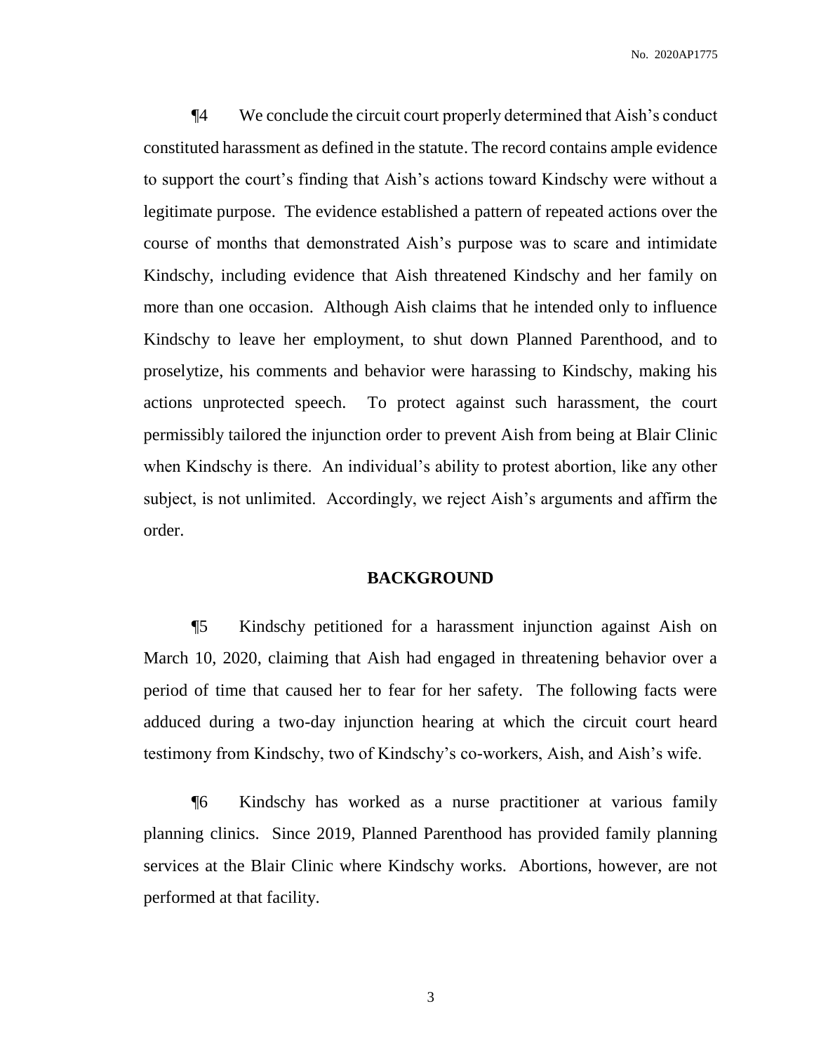¶4 We conclude the circuit court properly determined that Aish's conduct constituted harassment as defined in the statute. The record contains ample evidence to support the court's finding that Aish's actions toward Kindschy were without a legitimate purpose. The evidence established a pattern of repeated actions over the course of months that demonstrated Aish's purpose was to scare and intimidate Kindschy, including evidence that Aish threatened Kindschy and her family on more than one occasion. Although Aish claims that he intended only to influence Kindschy to leave her employment, to shut down Planned Parenthood, and to proselytize, his comments and behavior were harassing to Kindschy, making his actions unprotected speech. To protect against such harassment, the court permissibly tailored the injunction order to prevent Aish from being at Blair Clinic when Kindschy is there. An individual's ability to protest abortion, like any other subject, is not unlimited. Accordingly, we reject Aish's arguments and affirm the order.

## BACKGROUND

¶5 Kindschy petitioned for a harassment injunction against Aish on March 10, 2020, claiming that Aish had engaged in threatening behavior over a period of time that caused her to fear for her safety. The following facts were adduced during a two-day injunction hearing at which the circuit court heard testimony from Kindschy, two of Kindschy's co-workers, Aish, and Aish's wife.

¶6 Kindschy has worked as a nurse practitioner at various family planning clinics. Since 2019, Planned Parenthood has provided family planning services at the Blair Clinic where Kindschy works. Abortions, however, are not performed at that facility.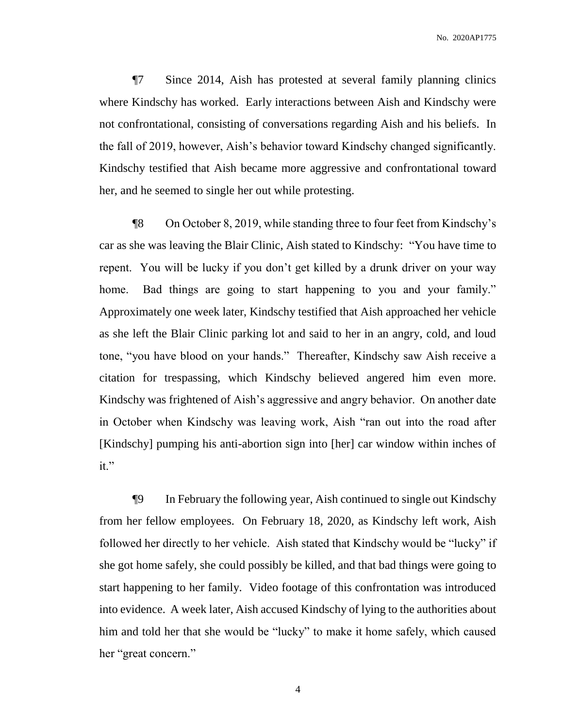¶7 Since 2014, Aish has protested at several family planning clinics where Kindschy has worked. Early interactions between Aish and Kindschy were not confrontational, consisting of conversations regarding Aish and his beliefs. In the fall of 2019, however, Aish's behavior toward Kindschy changed significantly. Kindschy testified that Aish became more aggressive and confrontational toward her, and he seemed to single her out while protesting.

¶8 On October 8, 2019, while standing three to four feet from Kindschy's car as she was leaving the Blair Clinic, Aish stated to Kindschy: "You have time to repent. You will be lucky if you don't get killed by a drunk driver on your way home. Bad things are going to start happening to you and your family." Approximately one week later, Kindschy testified that Aish approached her vehicle as she left the Blair Clinic parking lot and said to her in an angry, cold, and loud tone, "you have blood on your hands." Thereafter, Kindschy saw Aish receive a citation for trespassing, which Kindschy believed angered him even more. Kindschy was frightened of Aish's aggressive and angry behavior. On another date in October when Kindschy was leaving work, Aish "ran out into the road after [Kindschy] pumping his anti-abortion sign into [her] car window within inches of it."

¶9 In February the following year, Aish continued to single out Kindschy from her fellow employees. On February 18, 2020, as Kindschy left work, Aish followed her directly to her vehicle. Aish stated that Kindschy would be "lucky" if she got home safely, she could possibly be killed, and that bad things were going to start happening to her family. Video footage of this confrontation was introduced into evidence. A week later, Aish accused Kindschy of lying to the authorities about him and told her that she would be "lucky" to make it home safely, which caused her "great concern."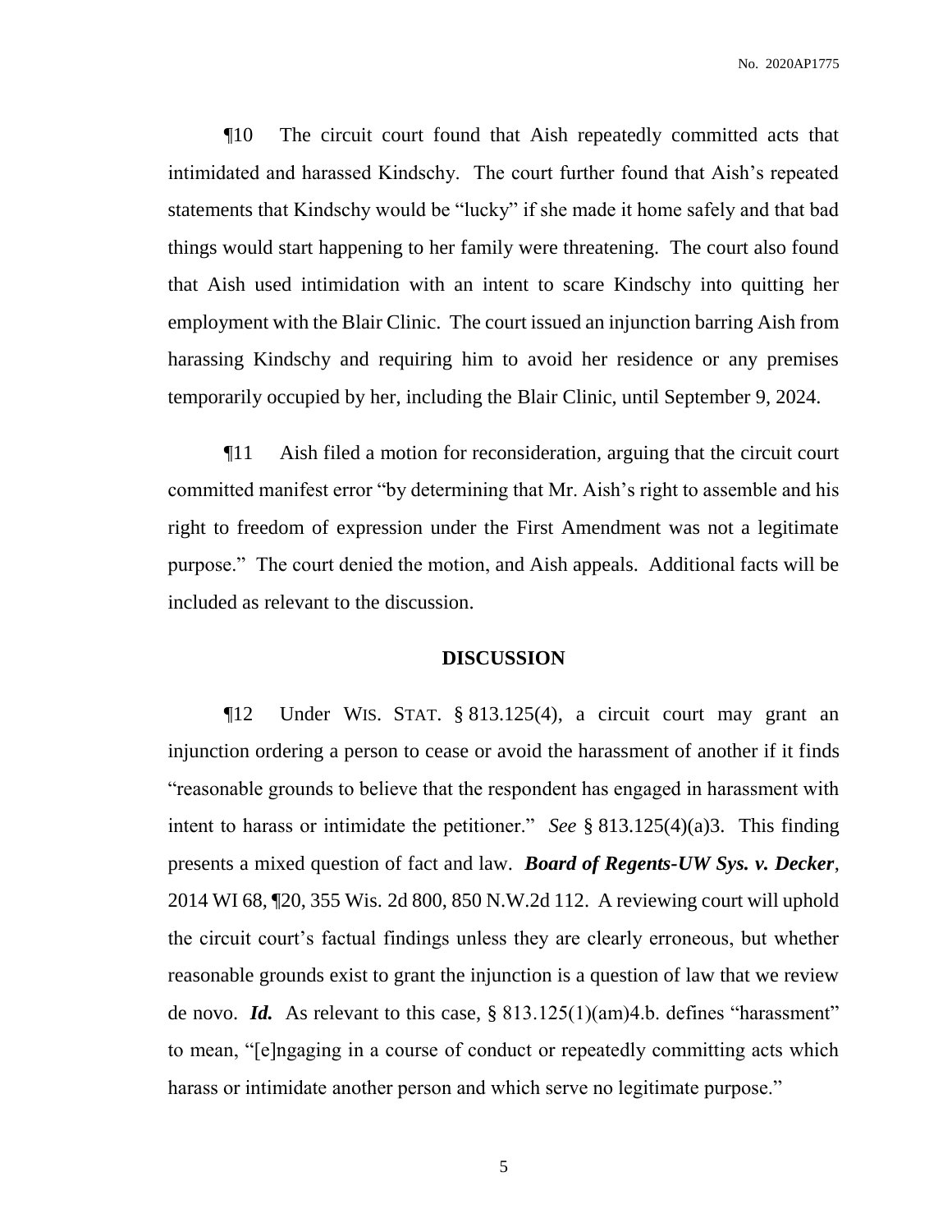¶10 The circuit court found that Aish repeatedly committed acts that intimidated and harassed Kindschy. The court further found that Aish's repeated statements that Kindschy would be "lucky" if she made it home safely and that bad things would start happening to her family were threatening. The court also found that Aish used intimidation with an intent to scare Kindschy into quitting her employment with the Blair Clinic. The court issued an injunction barring Aish from harassing Kindschy and requiring him to avoid her residence or any premises temporarily occupied by her, including the Blair Clinic, until September 9, 2024.

¶11 Aish filed a motion for reconsideration, arguing that the circuit court committed manifest error "by determining that Mr. Aish's right to assemble and his right to freedom of expression under the First Amendment was not a legitimate purpose." The court denied the motion, and Aish appeals. Additional facts will be included as relevant to the discussion.

## DISCUSSION

¶12 Under WIS. STAT. § 813.125(4), a circuit court may grant an injunction ordering a person to cease or avoid the harassment of another if it finds "reasonable grounds to believe that the respondent has engaged in harassment with intent to harass or intimidate the petitioner." *See* § 813.125(4)(a)3. This finding presents a mixed question of fact and law. ***Board of Regents-UW Sys. v. Decker***, 2014 WI 68, ¶20, 355 Wis. 2d 800, 850 N.W.2d 112. A reviewing court will uphold the circuit court's factual findings unless they are clearly erroneous, but whether reasonable grounds exist to grant the injunction is a question of law that we review de novo. ***Id.*** As relevant to this case, § 813.125(1)(am)4.b. defines "harassment" to mean, "[e]ngaging in a course of conduct or repeatedly committing acts which harass or intimidate another person and which serve no legitimate purpose."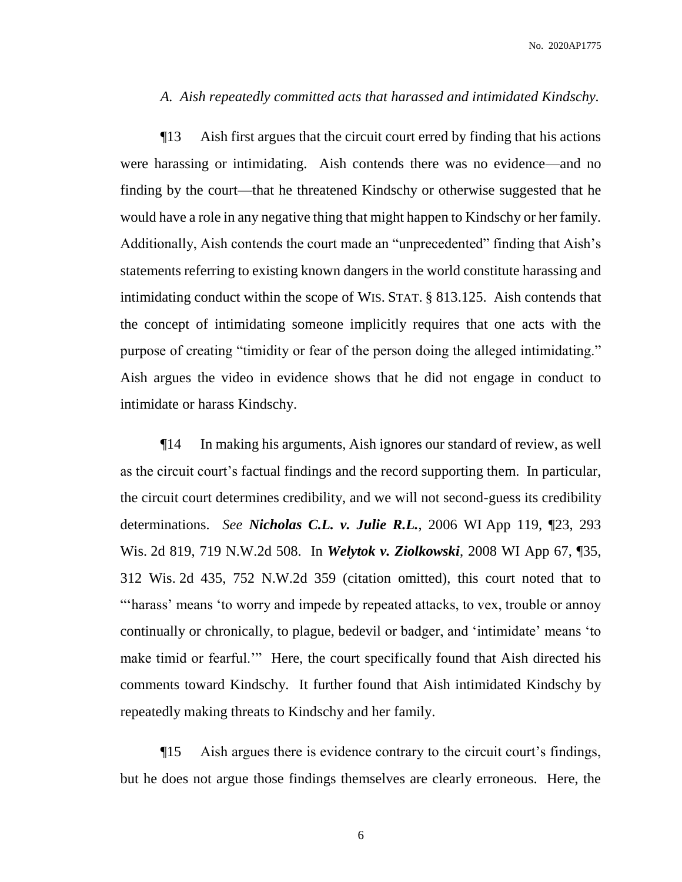*A. Aish repeatedly committed acts that harassed and intimidated Kindschy.*

¶13 Aish first argues that the circuit court erred by finding that his actions were harassing or intimidating. Aish contends there was no evidence—and no finding by the court—that he threatened Kindschy or otherwise suggested that he would have a role in any negative thing that might happen to Kindschy or her family. Additionally, Aish contends the court made an "unprecedented" finding that Aish's statements referring to existing known dangers in the world constitute harassing and intimidating conduct within the scope of WIS. STAT. § 813.125. Aish contends that the concept of intimidating someone implicitly requires that one acts with the purpose of creating "timidity or fear of the person doing the alleged intimidating." Aish argues the video in evidence shows that he did not engage in conduct to intimidate or harass Kindschy.

¶14 In making his arguments, Aish ignores our standard of review, as well as the circuit court's factual findings and the record supporting them. In particular, the circuit court determines credibility, and we will not second-guess its credibility determinations. *See* ***Nicholas C.L. v. Julie R.L.***, 2006 WI App 119, ¶23, 293 Wis. 2d 819, 719 N.W.2d 508. In ***Welytok v. Ziolkowski***, 2008 WI App 67, ¶35, 312 Wis. 2d 435, 752 N.W.2d 359 (citation omitted), this court noted that to "'harass' means 'to worry and impede by repeated attacks, to vex, trouble or annoy continually or chronically, to plague, bedevil or badger, and 'intimidate' means 'to make timid or fearful.'" Here, the court specifically found that Aish directed his comments toward Kindschy. It further found that Aish intimidated Kindschy by repeatedly making threats to Kindschy and her family.

¶15 Aish argues there is evidence contrary to the circuit court's findings, but he does not argue those findings themselves are clearly erroneous. Here, the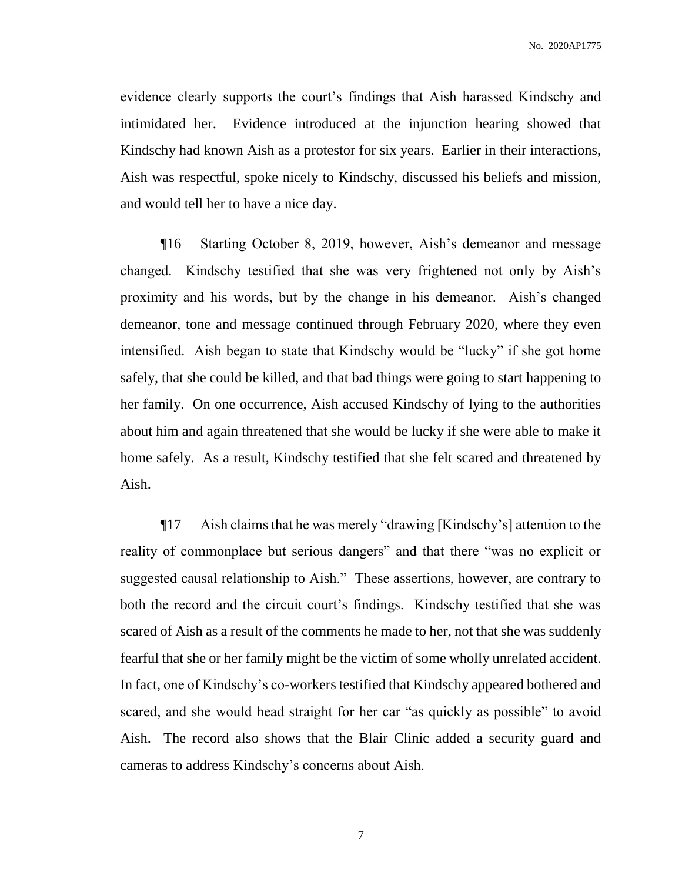evidence clearly supports the court's findings that Aish harassed Kindschy and intimidated her. Evidence introduced at the injunction hearing showed that Kindschy had known Aish as a protestor for six years. Earlier in their interactions, Aish was respectful, spoke nicely to Kindschy, discussed his beliefs and mission, and would tell her to have a nice day.

¶16 Starting October 8, 2019, however, Aish's demeanor and message changed. Kindschy testified that she was very frightened not only by Aish's proximity and his words, but by the change in his demeanor. Aish's changed demeanor, tone and message continued through February 2020, where they even intensified. Aish began to state that Kindschy would be "lucky" if she got home safely, that she could be killed, and that bad things were going to start happening to her family. On one occurrence, Aish accused Kindschy of lying to the authorities about him and again threatened that she would be lucky if she were able to make it home safely. As a result, Kindschy testified that she felt scared and threatened by Aish.

¶17 Aish claims that he was merely "drawing [Kindschy's] attention to the reality of commonplace but serious dangers" and that there "was no explicit or suggested causal relationship to Aish." These assertions, however, are contrary to both the record and the circuit court's findings. Kindschy testified that she was scared of Aish as a result of the comments he made to her, not that she was suddenly fearful that she or her family might be the victim of some wholly unrelated accident. In fact, one of Kindschy's co-workers testified that Kindschy appeared bothered and scared, and she would head straight for her car "as quickly as possible" to avoid Aish. The record also shows that the Blair Clinic added a security guard and cameras to address Kindschy's concerns about Aish.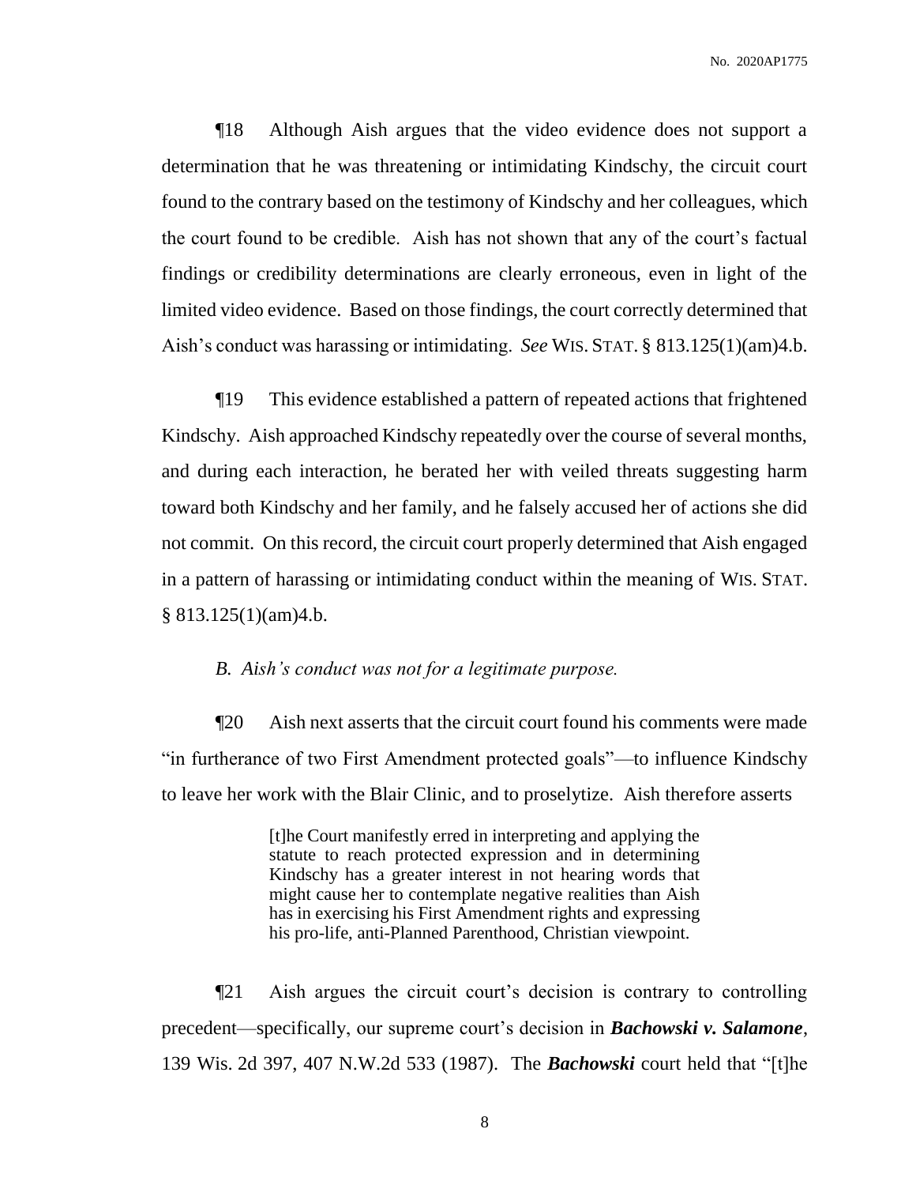¶18 Although Aish argues that the video evidence does not support a determination that he was threatening or intimidating Kindschy, the circuit court found to the contrary based on the testimony of Kindschy and her colleagues, which the court found to be credible. Aish has not shown that any of the court's factual findings or credibility determinations are clearly erroneous, even in light of the limited video evidence. Based on those findings, the court correctly determined that Aish's conduct was harassing or intimidating. *See* WIS. STAT. § 813.125(1)(am)4.b.

¶19 This evidence established a pattern of repeated actions that frightened Kindschy. Aish approached Kindschy repeatedly over the course of several months, and during each interaction, he berated her with veiled threats suggesting harm toward both Kindschy and her family, and he falsely accused her of actions she did not commit. On this record, the circuit court properly determined that Aish engaged in a pattern of harassing or intimidating conduct within the meaning of WIS. STAT. § 813.125(1)(am)4.b.

*B. Aish's conduct was not for a legitimate purpose.*

¶20 Aish next asserts that the circuit court found his comments were made "in furtherance of two First Amendment protected goals"—to influence Kindschy to leave her work with the Blair Clinic, and to proselytize. Aish therefore asserts

> [t]he Court manifestly erred in interpreting and applying the statute to reach protected expression and in determining Kindschy has a greater interest in not hearing words that might cause her to contemplate negative realities than Aish has in exercising his First Amendment rights and expressing his pro-life, anti-Planned Parenthood, Christian viewpoint.

¶21 Aish argues the circuit court's decision is contrary to controlling precedent—specifically, our supreme court's decision in ***Bachowski v. Salamone***, 139 Wis. 2d 397, 407 N.W.2d 533 (1987). The ***Bachowski*** court held that "[t]he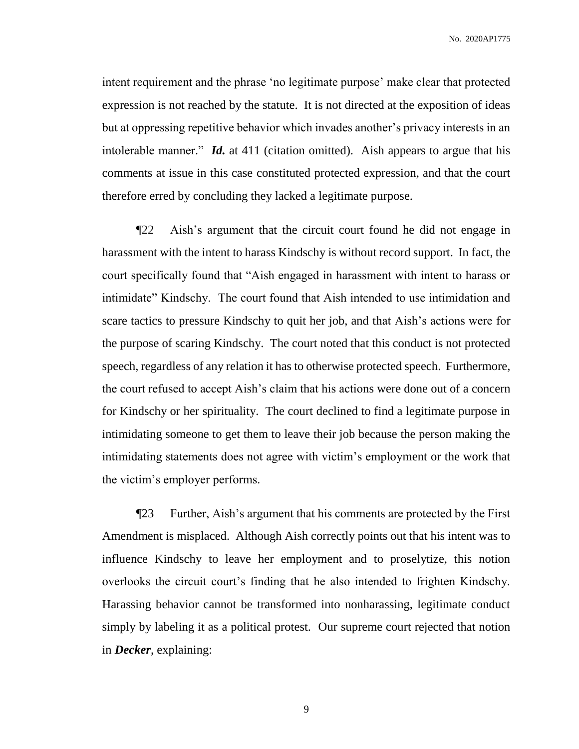intent requirement and the phrase 'no legitimate purpose' make clear that protected expression is not reached by the statute. It is not directed at the exposition of ideas but at oppressing repetitive behavior which invades another's privacy interests in an intolerable manner." ***Id.*** at 411 (citation omitted). Aish appears to argue that his comments at issue in this case constituted protected expression, and that the court therefore erred by concluding they lacked a legitimate purpose.

¶22 Aish's argument that the circuit court found he did not engage in harassment with the intent to harass Kindschy is without record support. In fact, the court specifically found that "Aish engaged in harassment with intent to harass or intimidate" Kindschy. The court found that Aish intended to use intimidation and scare tactics to pressure Kindschy to quit her job, and that Aish's actions were for the purpose of scaring Kindschy. The court noted that this conduct is not protected speech, regardless of any relation it has to otherwise protected speech. Furthermore, the court refused to accept Aish's claim that his actions were done out of a concern for Kindschy or her spirituality. The court declined to find a legitimate purpose in intimidating someone to get them to leave their job because the person making the intimidating statements does not agree with victim's employment or the work that the victim's employer performs.

¶23 Further, Aish's argument that his comments are protected by the First Amendment is misplaced. Although Aish correctly points out that his intent was to influence Kindschy to leave her employment and to proselytize, this notion overlooks the circuit court's finding that he also intended to frighten Kindschy. Harassing behavior cannot be transformed into nonharassing, legitimate conduct simply by labeling it as a political protest. Our supreme court rejected that notion in ***Decker***, explaining: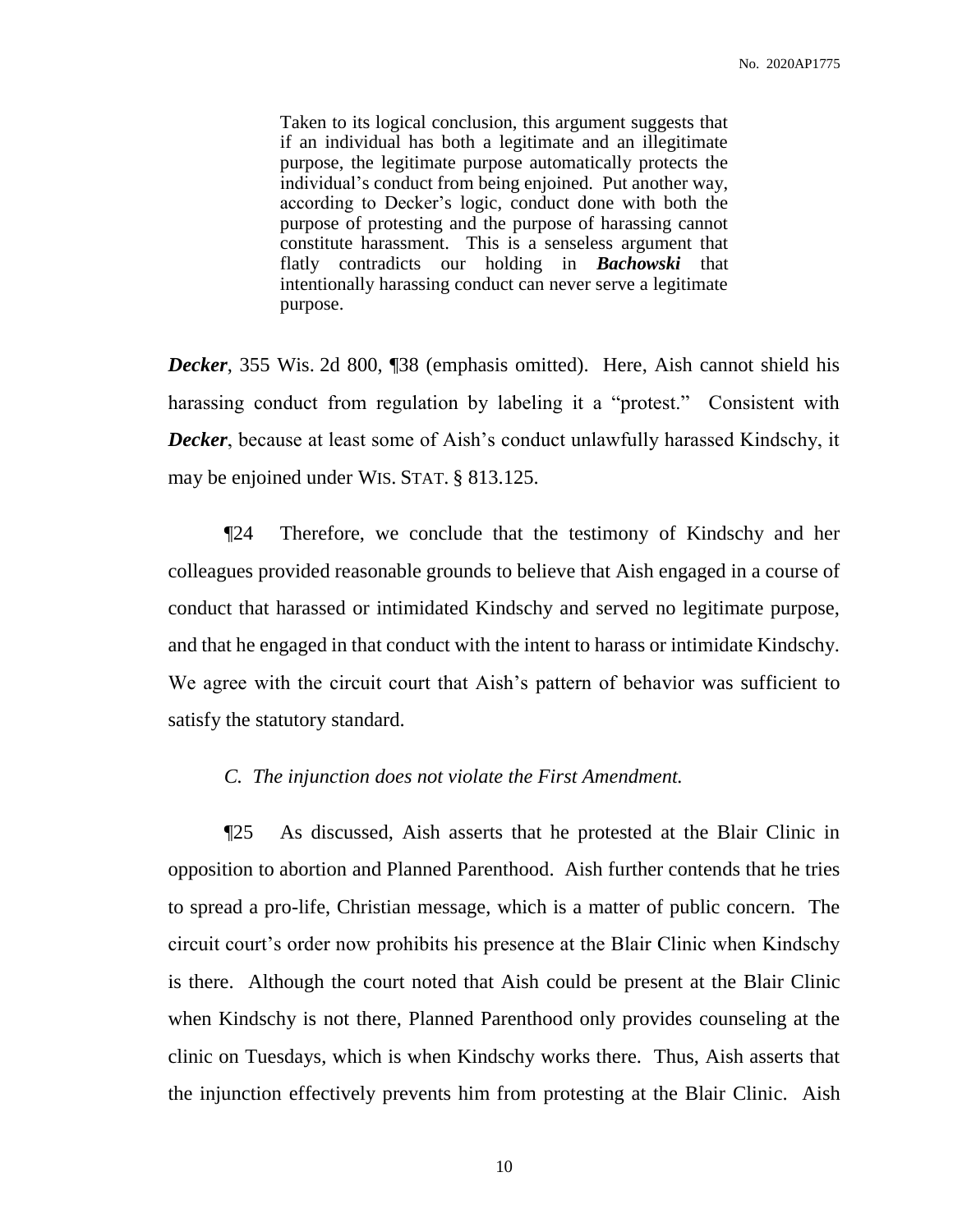> Taken to its logical conclusion, this argument suggests that if an individual has both a legitimate and an illegitimate purpose, the legitimate purpose automatically protects the individual's conduct from being enjoined. Put another way, according to Decker's logic, conduct done with both the purpose of protesting and the purpose of harassing cannot constitute harassment. This is a senseless argument that flatly contradicts our holding in ***Bachowski*** that intentionally harassing conduct can never serve a legitimate purpose.

***Decker***, 355 Wis. 2d 800, ¶38 (emphasis omitted). Here, Aish cannot shield his harassing conduct from regulation by labeling it a "protest." Consistent with ***Decker***, because at least some of Aish's conduct unlawfully harassed Kindschy, it may be enjoined under WIS. STAT. § 813.125.

¶24 Therefore, we conclude that the testimony of Kindschy and her colleagues provided reasonable grounds to believe that Aish engaged in a course of conduct that harassed or intimidated Kindschy and served no legitimate purpose, and that he engaged in that conduct with the intent to harass or intimidate Kindschy. We agree with the circuit court that Aish's pattern of behavior was sufficient to satisfy the statutory standard.

*C. The injunction does not violate the First Amendment.*

¶25 As discussed, Aish asserts that he protested at the Blair Clinic in opposition to abortion and Planned Parenthood. Aish further contends that he tries to spread a pro-life, Christian message, which is a matter of public concern. The circuit court's order now prohibits his presence at the Blair Clinic when Kindschy is there. Although the court noted that Aish could be present at the Blair Clinic when Kindschy is not there, Planned Parenthood only provides counseling at the clinic on Tuesdays, which is when Kindschy works there. Thus, Aish asserts that the injunction effectively prevents him from protesting at the Blair Clinic. Aish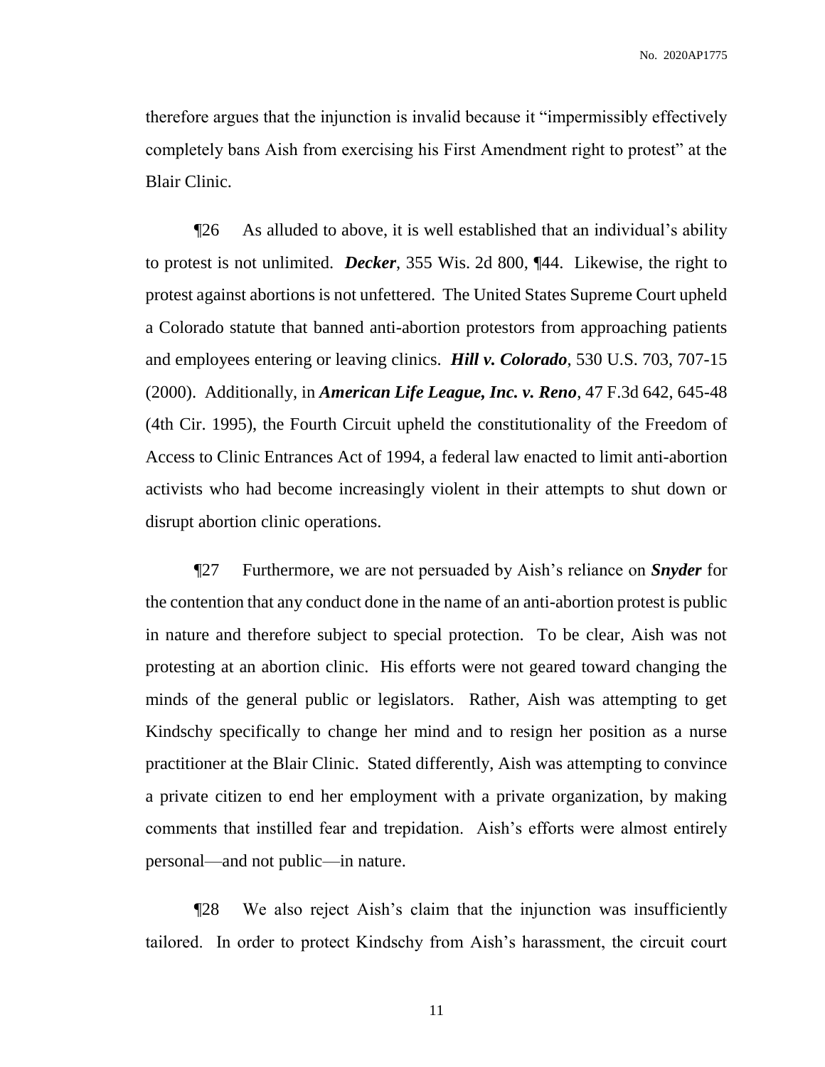therefore argues that the injunction is invalid because it "impermissibly effectively completely bans Aish from exercising his First Amendment right to protest" at the Blair Clinic.

¶26 As alluded to above, it is well established that an individual's ability to protest is not unlimited. ***Decker***, 355 Wis. 2d 800, ¶44. Likewise, the right to protest against abortions is not unfettered. The United States Supreme Court upheld a Colorado statute that banned anti-abortion protestors from approaching patients and employees entering or leaving clinics. ***Hill v. Colorado***, 530 U.S. 703, 707-15 (2000). Additionally, in ***American Life League, Inc. v. Reno***, 47 F.3d 642, 645-48 (4th Cir. 1995), the Fourth Circuit upheld the constitutionality of the Freedom of Access to Clinic Entrances Act of 1994, a federal law enacted to limit anti-abortion activists who had become increasingly violent in their attempts to shut down or disrupt abortion clinic operations.

¶27 Furthermore, we are not persuaded by Aish's reliance on ***Snyder*** for the contention that any conduct done in the name of an anti-abortion protest is public in nature and therefore subject to special protection. To be clear, Aish was not protesting at an abortion clinic. His efforts were not geared toward changing the minds of the general public or legislators. Rather, Aish was attempting to get Kindschy specifically to change her mind and to resign her position as a nurse practitioner at the Blair Clinic. Stated differently, Aish was attempting to convince a private citizen to end her employment with a private organization, by making comments that instilled fear and trepidation. Aish's efforts were almost entirely personal—and not public—in nature.

¶28 We also reject Aish's claim that the injunction was insufficiently tailored. In order to protect Kindschy from Aish's harassment, the circuit court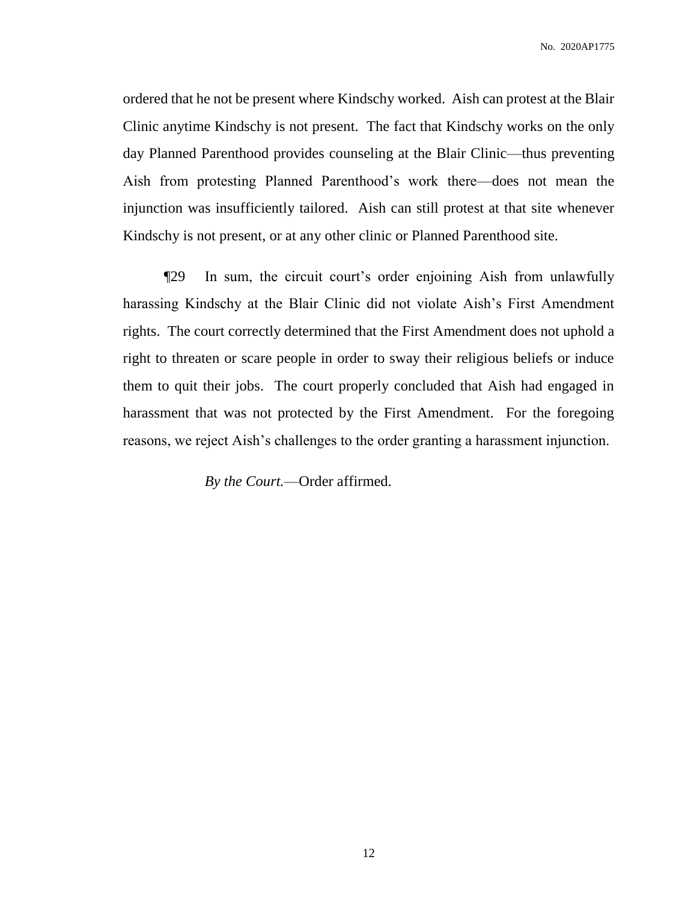ordered that he not be present where Kindschy worked. Aish can protest at the Blair Clinic anytime Kindschy is not present. The fact that Kindschy works on the only day Planned Parenthood provides counseling at the Blair Clinic—thus preventing Aish from protesting Planned Parenthood's work there—does not mean the injunction was insufficiently tailored. Aish can still protest at that site whenever Kindschy is not present, or at any other clinic or Planned Parenthood site.

¶29 In sum, the circuit court's order enjoining Aish from unlawfully harassing Kindschy at the Blair Clinic did not violate Aish's First Amendment rights. The court correctly determined that the First Amendment does not uphold a right to threaten or scare people in order to sway their religious beliefs or induce them to quit their jobs. The court properly concluded that Aish had engaged in harassment that was not protected by the First Amendment. For the foregoing reasons, we reject Aish's challenges to the order granting a harassment injunction.

*By the Court.*—Order affirmed.